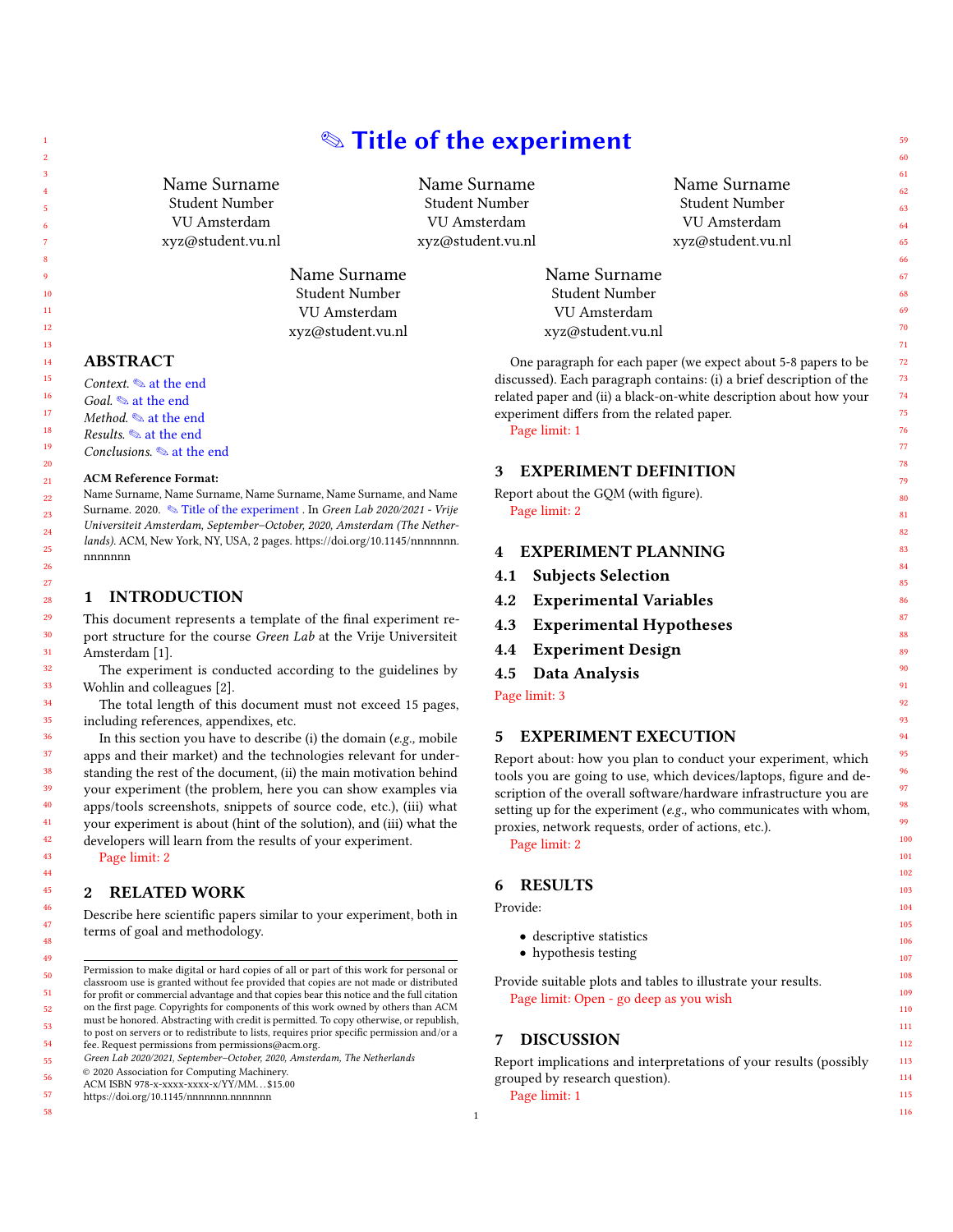# ✎ Title of the experiment

Name Surname
Student Number
VU Amsterdam
xyz@student.vu.nl

Name Surname
Student Number
VU Amsterdam
xyz@student.vu.nl

Name Surname
Student Number
VU Amsterdam
xyz@student.vu.nl

Name Surname
Student Number
VU Amsterdam
xyz@student.vu.nl

Name Surname
Student Number
VU Amsterdam
xyz@student.vu.nl

## ABSTRACT

*Context.* ✎ at the end
*Goal.* ✎ at the end
*Method.* ✎ at the end
*Results.* ✎ at the end
*Conclusions.* ✎ at the end

**ACM Reference Format:**
Name Surname, Name Surname, Name Surname, Name Surname, and Name Surname. 2020. ✎ Title of the experiment . In *Green Lab 2020/2021 - Vrije Universiteit Amsterdam, September–October, 2020, Amsterdam (The Netherlands).* ACM, New York, NY, USA, 2 pages. https://doi.org/10.1145/nnnnnnn.nnnnnnn

## 1 INTRODUCTION

This document represents a template of the final experiment report structure for the course *Green Lab* at the Vrije Universiteit Amsterdam [1].

The experiment is conducted according to the guidelines by Wohlin and colleagues [2].

The total length of this document must not exceed 15 pages, including references, appendixes, etc.

In this section you have to describe (i) the domain (*e.g.*, mobile apps and their market) and the technologies relevant for understanding the rest of the document, (ii) the main motivation behind your experiment (the problem, here you can show examples via apps/tools screenshots, snippets of source code, etc.), (iii) what your experiment is about (hint of the solution), and (iii) what the developers will learn from the results of your experiment.

Page limit: 2

## 2 RELATED WORK

Describe here scientific papers similar to your experiment, both in terms of goal and methodology.

One paragraph for each paper (we expect about 5-8 papers to be discussed). Each paragraph contains: (i) a brief description of the related paper and (ii) a black-on-white description about how your experiment differs from the related paper.

Page limit: 1

## 3 EXPERIMENT DEFINITION

Report about the GQM (with figure).

Page limit: 2

## 4 EXPERIMENT PLANNING

### 4.1 Subjects Selection

### 4.2 Experimental Variables

### 4.3 Experimental Hypotheses

### 4.4 Experiment Design

### 4.5 Data Analysis

Page limit: 3

## 5 EXPERIMENT EXECUTION

Report about: how you plan to conduct your experiment, which tools you are going to use, which devices/laptops, figure and description of the overall software/hardware infrastructure you are setting up for the experiment (*e.g.*, who communicates with whom, proxies, network requests, order of actions, etc.).

Page limit: 2

## 6 RESULTS

Provide:

- descriptive statistics
- hypothesis testing

Provide suitable plots and tables to illustrate your results.

Page limit: Open - go deep as you wish

## 7 DISCUSSION

Report implications and interpretations of your results (possibly grouped by research question).

Page limit: 1

---

Permission to make digital or hard copies of all or part of this work for personal or classroom use is granted without fee provided that copies are not made or distributed for profit or commercial advantage and that copies bear this notice and the full citation on the first page. Copyrights for components of this work owned by others than ACM must be honored. Abstracting with credit is permitted. To copy otherwise, or republish, to post on servers or to redistribute to lists, requires prior specific permission and/or a fee. Request permissions from permissions@acm.org.
*Green Lab 2020/2021, September–October, 2020, Amsterdam, The Netherlands*
© 2020 Association for Computing Machinery.
ACM ISBN 978-x-xxxx-xxxx-x/YY/MM. . . $15.00
https://doi.org/10.1145/nnnnnnn.nnnnnnn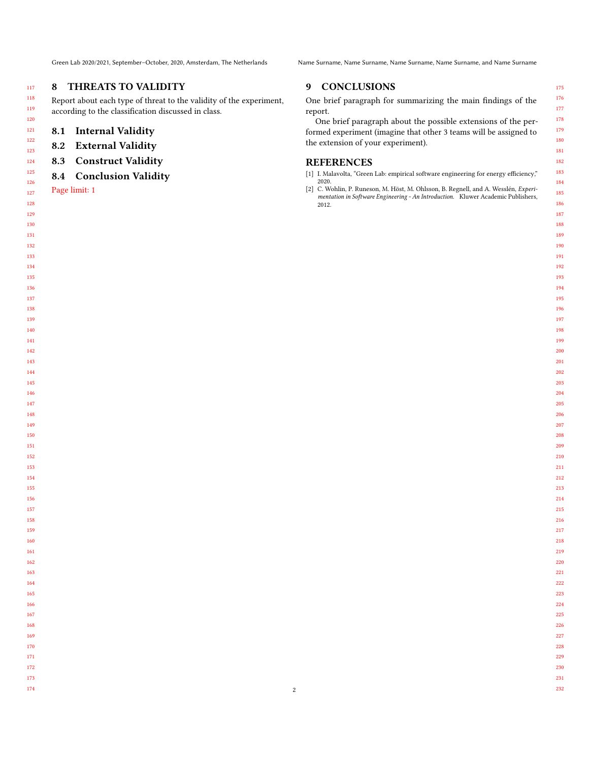# 8 THREATS TO VALIDITY

Report about each type of threat to the validity of the experiment, according to the classification discussed in class.

## 8.1 Internal Validity

## 8.2 External Validity

## 8.3 Construct Validity

## 8.4 Conclusion Validity

Page limit: 1

# 9 CONCLUSIONS

One brief paragraph for summarizing the main findings of the report.

One brief paragraph about the possible extensions of the performed experiment (imagine that other 3 teams will be assigned to the extension of your experiment).

# REFERENCES

[1] I. Malavolta, "Green Lab: empirical software engineering for energy efficiency," 2020.

[2] C. Wohlin, P. Runeson, M. Höst, M. Ohlsson, B. Regnell, and A. Wesslén, *Experimentation in Software Engineering - An Introduction.* Kluwer Academic Publishers, 2012.